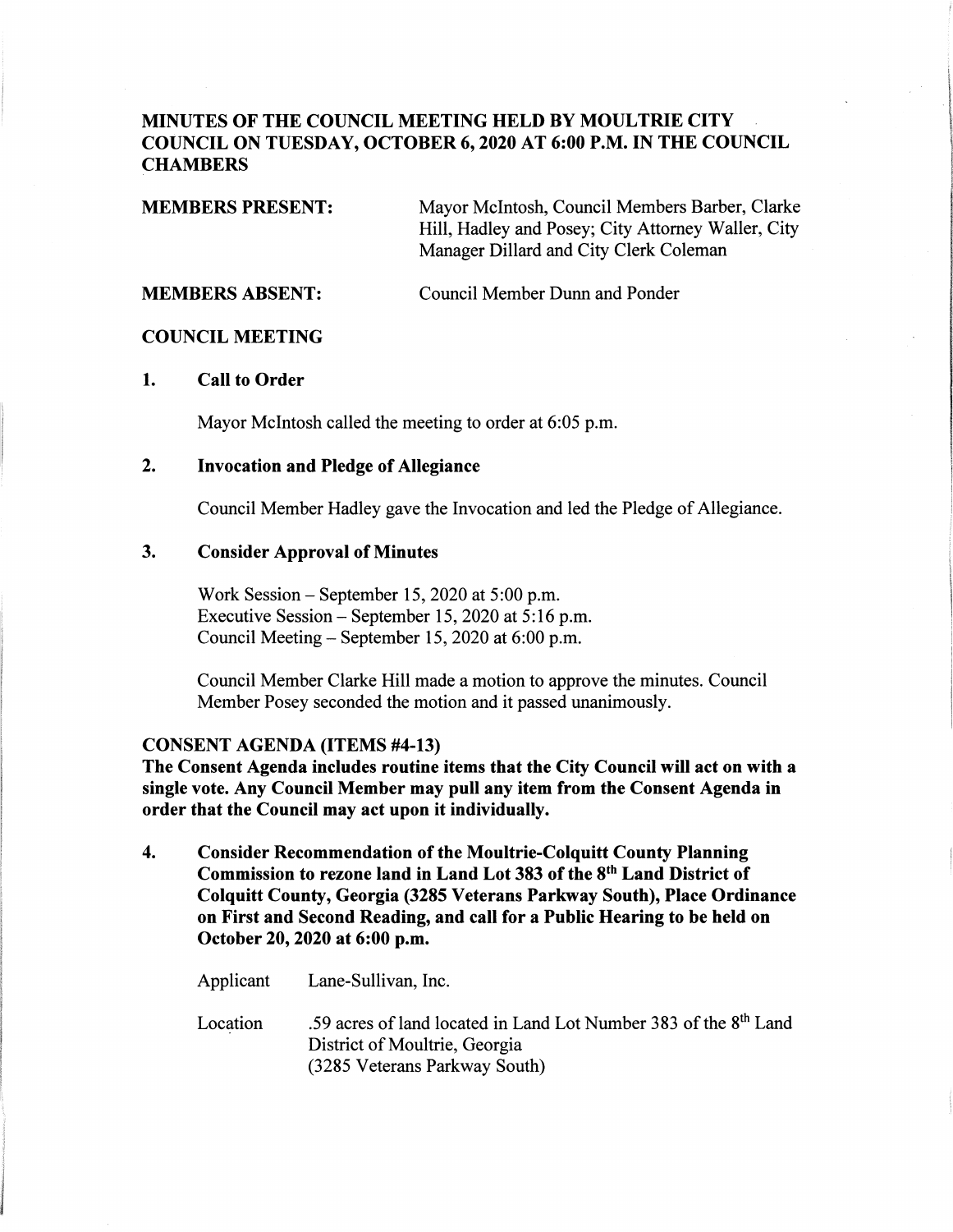# MINUTES OF THE COUNCIL MEETING HELD BY MOULTRIE CITY COUNCIL ON TUESDAY, OCTOBER 6, 2020 AT 6:00 P.M. IN THE COUNCIL CHAMBERS

**MEMBERS PRESENT:** Mayor McIntosh, Council Members Barber, Clarke Hill, Hadley and Posey; City Attorney Waller, City Manager Dillard and City Clerk Coleman

**MEMBERS ABSENT:** Council Member Dunn and Ponder

## COUNCIL MEETING

### 1. Call to Order

Mayor McIntosh called the meeting to order at 6:05 p.m.

### 2. Invocation and Pledge of Allegiance

Council Member Hadley gave the Invocation and led the Pledge of Allegiance.

### 3. Consider Approval of Minutes

Work Session – September 15, 2020 at 5:00 p.m.
Executive Session – September 15, 2020 at 5:16 p.m.
Council Meeting – September 15, 2020 at 6:00 p.m.

Council Member Clarke Hill made a motion to approve the minutes. Council Member Posey seconded the motion and it passed unanimously.

## CONSENT AGENDA (ITEMS #4-13)

**The Consent Agenda includes routine items that the City Council will act on with a single vote. Any Council Member may pull any item from the Consent Agenda in order that the Council may act upon it individually.**

### 4. Consider Recommendation of the Moultrie-Colquitt County Planning Commission to rezone land in Land Lot 383 of the 8th Land District of Colquitt County, Georgia (3285 Veterans Parkway South), Place Ordinance on First and Second Reading, and call for a Public Hearing to be held on October 20, 2020 at 6:00 p.m.

Applicant: Lane-Sullivan, Inc.

Location: .59 acres of land located in Land Lot Number 383 of the 8th Land District of Moultrie, Georgia
(3285 Veterans Parkway South)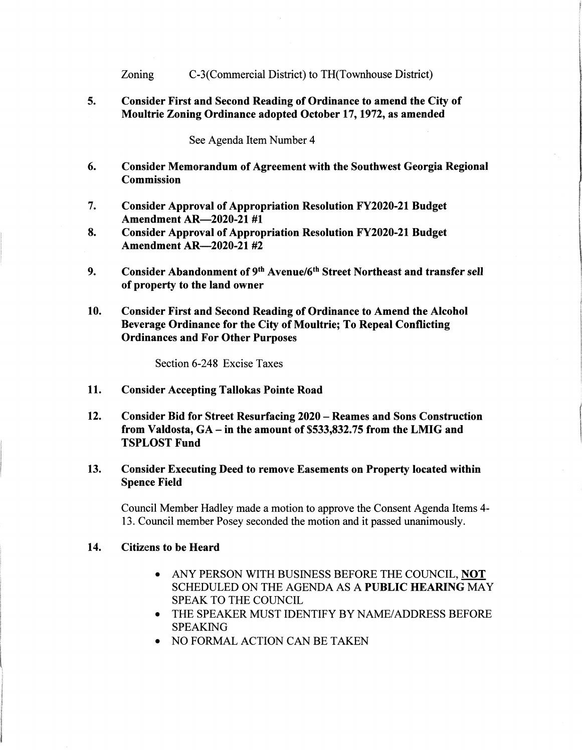Zoning C-3(Commercial District) to TH(Townhouse District)

5. **Consider First and Second Reading of Ordinance to amend the City of Moultrie Zoning Ordinance adopted October 17, 1972, as amended**

   See Agenda Item Number 4

6. **Consider Memorandum of Agreement with the Southwest Georgia Regional Commission**

7. **Consider Approval of Appropriation Resolution FY2020-21 Budget Amendment AR—2020-21 #1**

8. **Consider Approval of Appropriation Resolution FY2020-21 Budget Amendment AR—2020-21 #2**

9. **Consider Abandonment of 9th Avenue/6th Street Northeast and transfer *sell* of property to the land owner**

10. **Consider First and Second Reading of Ordinance to Amend the Alcohol Beverage Ordinance for the City of Moultrie; To Repeal Conflicting Ordinances and For Other Purposes**

    Section 6-248 Excise Taxes

11. **Consider Accepting Tallokas Pointe Road**

12. **Consider Bid for Street Resurfacing 2020 – Reames and Sons Construction from Valdosta, GA – in the amount of $533,832.75 from the LMIG and TSPLOST Fund**

13. **Consider Executing Deed to remove Easements on Property located within Spence Field**

    Council Member Hadley made a motion to approve the Consent Agenda Items 4-13. Council member Posey seconded the motion and it passed unanimously.

14. **Citizens to be Heard**

    - ANY PERSON WITH BUSINESS BEFORE THE COUNCIL, **NOT** SCHEDULED ON THE AGENDA AS A **PUBLIC HEARING** MAY SPEAK TO THE COUNCIL
    - THE SPEAKER MUST IDENTIFY BY NAME/ADDRESS BEFORE SPEAKING
    - NO FORMAL ACTION CAN BE TAKEN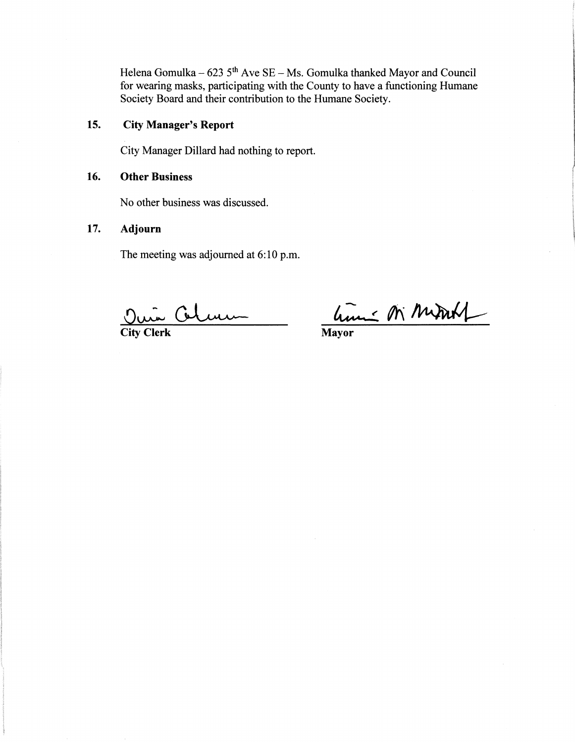Helena Gomulka – 623 5th Ave SE – Ms. Gomulka thanked Mayor and Council for wearing masks, participating with the County to have a functioning Humane Society Board and their contribution to the Humane Society.

## 15. City Manager's Report

City Manager Dillard had nothing to report.

## 16. Other Business

No other business was discussed.

## 17. Adjourn

The meeting was adjourned at 6:10 p.m.

**City Clerk**

**Mayor**